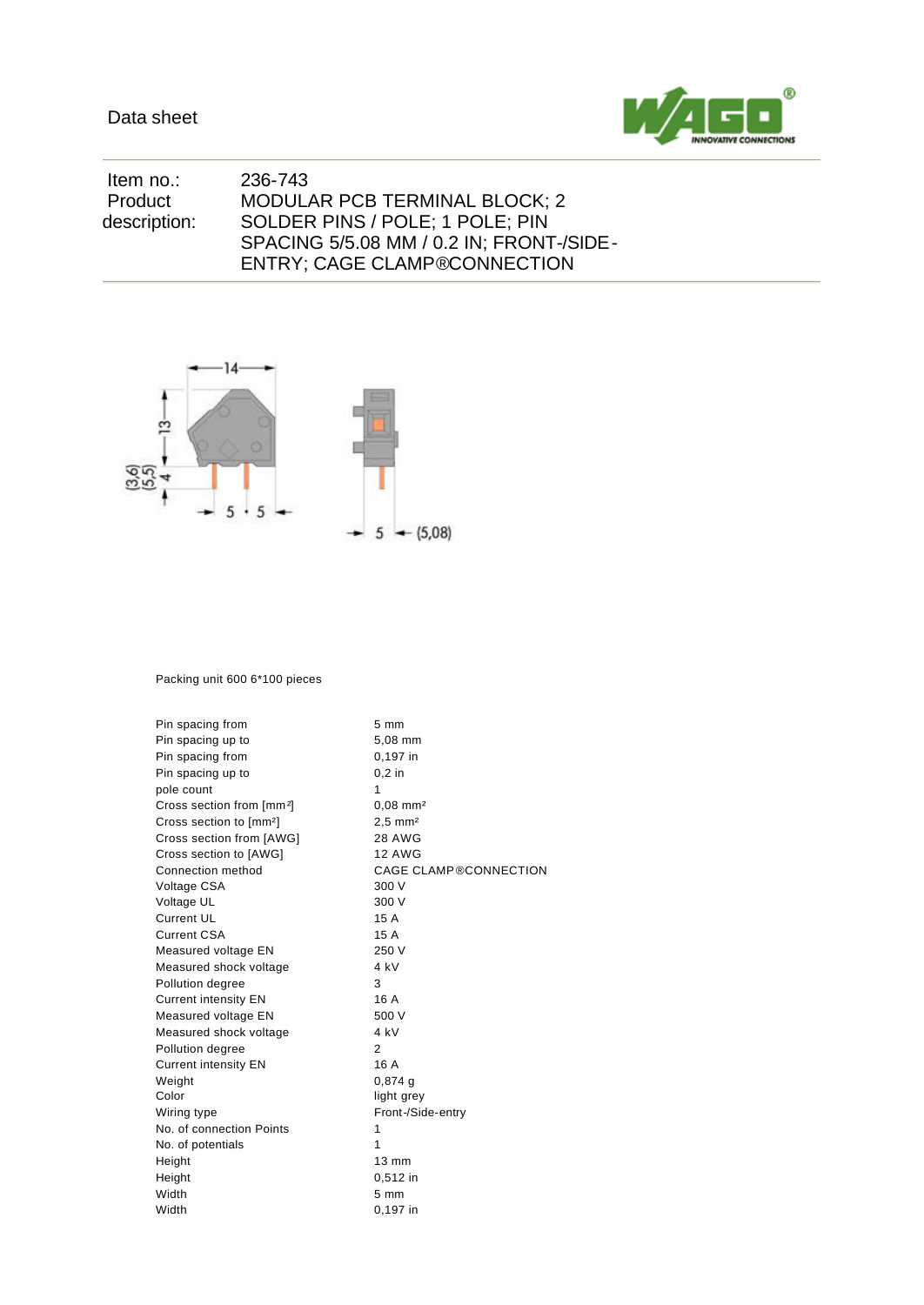Data sheet

| | |
|---|---|
| Item no.: | 236-743 |
| Product description: | MODULAR PCB TERMINAL BLOCK; 2 SOLDER PINS / POLE; 1 POLE; PIN SPACING 5/5.08 MM / 0.2 IN; FRONT-/SIDE-ENTRY; CAGE CLAMP®CONNECTION |

Packing unit 600 6*100 pieces

| | |
|---|---|
| Pin spacing from | 5 mm |
| Pin spacing up to | 5,08 mm |
| Pin spacing from | 0,197 in |
| Pin spacing up to | 0,2 in |
| pole count | 1 |
| Cross section from [mm²] | 0,08 mm² |
| Cross section to [mm²] | 2,5 mm² |
| Cross section from [AWG] | 28 AWG |
| Cross section to [AWG] | 12 AWG |
| Connection method | CAGE CLAMP®CONNECTION |
| Voltage CSA | 300 V |
| Voltage UL | 300 V |
| Current UL | 15 A |
| Current CSA | 15 A |
| Measured voltage EN | 250 V |
| Measured shock voltage | 4 kV |
| Pollution degree | 3 |
| Current intensity EN | 16 A |
| Measured voltage EN | 500 V |
| Measured shock voltage | 4 kV |
| Pollution degree | 2 |
| Current intensity EN | 16 A |
| Weight | 0,874 g |
| Color | light grey |
| Wiring type | Front-/Side-entry |
| No. of connection Points | 1 |
| No. of potentials | 1 |
| Height | 13 mm |
| Height | 0,512 in |
| Width | 5 mm |
| Width | 0,197 in |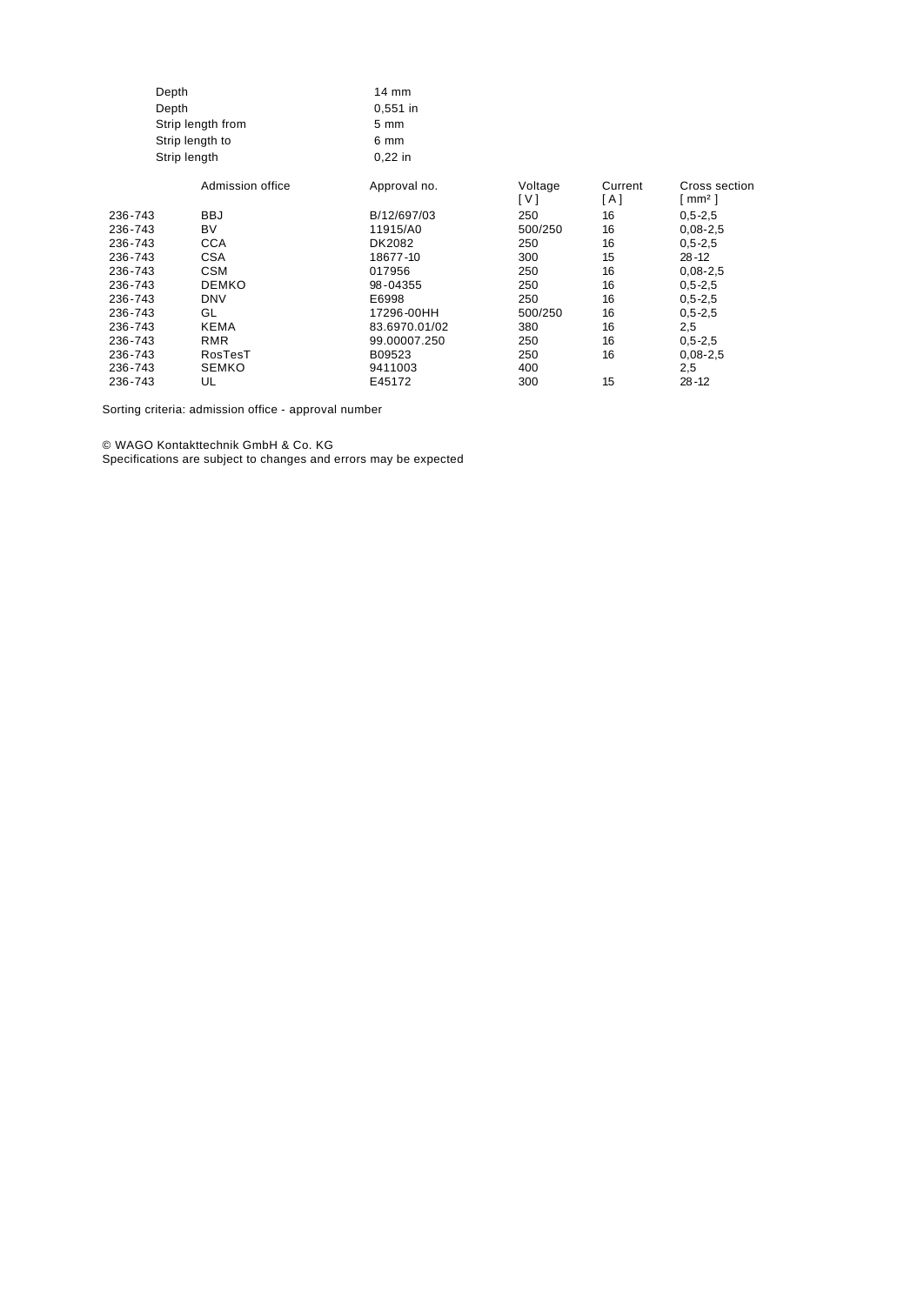| | |
|---|---|
| Depth | 14 mm |
| Depth | 0,551 in |
| Strip length from | 5 mm |
| Strip length to | 6 mm |
| Strip length | 0,22 in |

| | Admission office | Approval no. | Voltage [ V ] | Current [ A ] | Cross section [ mm² ] |
|---|---|---|---|---|---|
| 236-743 | BBJ | B/12/697/03 | 250 | 16 | 0,5-2,5 |
| 236-743 | BV | 11915/A0 | 500/250 | 16 | 0,08-2,5 |
| 236-743 | CCA | DK2082 | 250 | 16 | 0,5-2,5 |
| 236-743 | CSA | 18677-10 | 300 | 15 | 28-12 |
| 236-743 | CSM | 017956 | 250 | 16 | 0,08-2,5 |
| 236-743 | DEMKO | 98-04355 | 250 | 16 | 0,5-2,5 |
| 236-743 | DNV | E6998 | 250 | 16 | 0,5-2,5 |
| 236-743 | GL | 17296-00HH | 500/250 | 16 | 0,5-2,5 |
| 236-743 | KEMA | 83.6970.01/02 | 380 | 16 | 2,5 |
| 236-743 | RMR | 99.00007.250 | 250 | 16 | 0,5-2,5 |
| 236-743 | RosTesT | B09523 | 250 | 16 | 0,08-2,5 |
| 236-743 | SEMKO | 9411003 | 400 | | 2,5 |
| 236-743 | UL | E45172 | 300 | 15 | 28-12 |

Sorting criteria: admission office - approval number

© WAGO Kontakttechnik GmbH & Co. KG
Specifications are subject to changes and errors may be expected